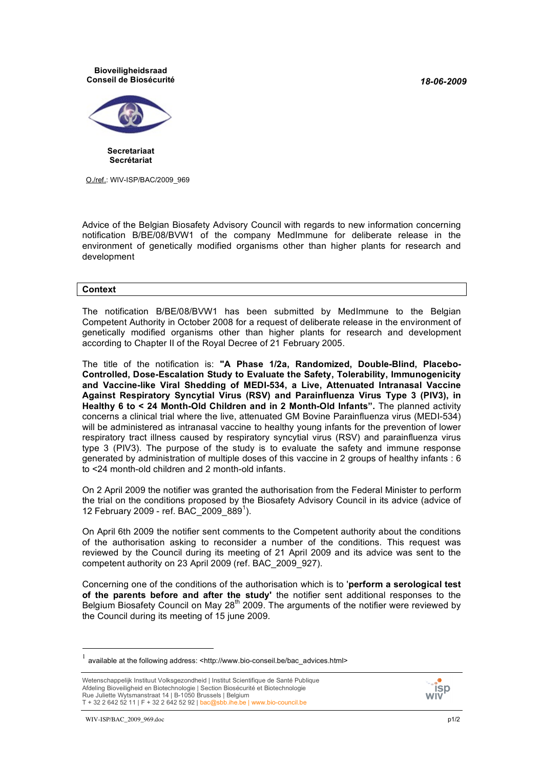**Bioveiligheidsraad**
**Conseil de Biosécurité**

*18-06-2009*

**Secretariaat**
**Secrétariat**

O./ref.: WIV-ISP/BAC/2009_969

Advice of the Belgian Biosafety Advisory Council with regards to new information concerning notification B/BE/08/BVW1 of the company MedImmune for deliberate release in the environment of genetically modified organisms other than higher plants for research and development

## Context

The notification B/BE/08/BVW1 has been submitted by MedImmune to the Belgian Competent Authority in October 2008 for a request of deliberate release in the environment of genetically modified organisms other than higher plants for research and development according to Chapter II of the Royal Decree of 21 February 2005.

The title of the notification is: **"A Phase 1/2a, Randomized, Double-Blind, Placebo-Controlled, Dose-Escalation Study to Evaluate the Safety, Tolerability, Immunogenicity and Vaccine-like Viral Shedding of MEDI-534, a Live, Attenuated Intranasal Vaccine Against Respiratory Syncytial Virus (RSV) and Parainfluenza Virus Type 3 (PIV3), in Healthy 6 to < 24 Month-Old Children and in 2 Month-Old Infants".** The planned activity concerns a clinical trial where the live, attenuated GM Bovine Parainfluenza virus (MEDI-534) will be administered as intranasal vaccine to healthy young infants for the prevention of lower respiratory tract illness caused by respiratory syncytial virus (RSV) and parainfluenza virus type 3 (PIV3). The purpose of the study is to evaluate the safety and immune response generated by administration of multiple doses of this vaccine in 2 groups of healthy infants : 6 to <24 month-old children and 2 month-old infants.

On 2 April 2009 the notifier was granted the authorisation from the Federal Minister to perform the trial on the conditions proposed by the Biosafety Advisory Council in its advice (advice of 12 February 2009 - ref. BAC_2009_889[1]).

On April 6th 2009 the notifier sent comments to the Competent authority about the conditions of the authorisation asking to reconsider a number of the conditions. This request was reviewed by the Council during its meeting of 21 April 2009 and its advice was sent to the competent authority on 23 April 2009 (ref. BAC_2009_927).

Concerning one of the conditions of the authorisation which is to '**perform a serological test of the parents before and after the study'** the notifier sent additional responses to the Belgium Biosafety Council on May 28th 2009. The arguments of the notifier were reviewed by the Council during its meeting of 15 june 2009.

[1] available at the following address: <http://www.bio-conseil.be/bac_advices.html>

Wetenschappelijk Instituut Volksgezondheid | Institut Scientifique de Santé Publique
Afdeling Bioveiligheid en Biotechnologie | Section Biosécurité et Biotechnologie
Rue Juliette Wytsmanstraat 14 | B-1050 Brussels | Belgium
T + 32 2 642 52 11 | F + 32 2 642 52 92 | bac@sbb.ihe.be | www.bio-council.be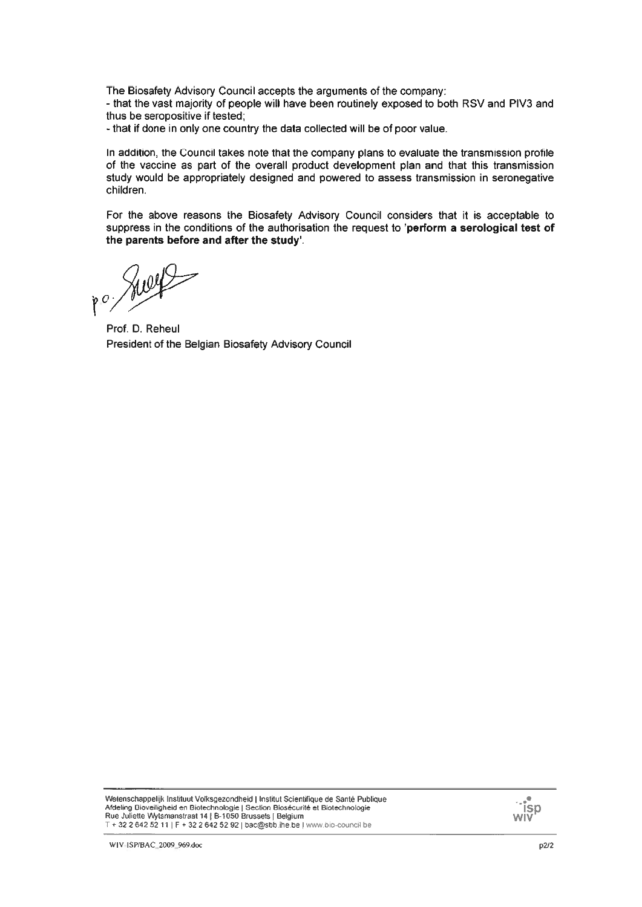The Biosafety Advisory Council accepts the arguments of the company:

- that the vast majority of people will have been routinely exposed to both RSV and PIV3 and thus be seropositive if tested;
- that if done in only one country the data collected will be of poor value.

In addition, the Council takes note that the company plans to evaluate the transmission profile of the vaccine as part of the overall product development plan and that this transmission study would be appropriately designed and powered to assess transmission in seronegative children.

For the above reasons the Biosafety Advisory Council considers that it is acceptable to suppress in the conditions of the authorisation the request to '**perform a serological test of the parents before and after the study**'.

p.o.

Prof. D. Reheul
President of the Belgian Biosafety Advisory Council

Wetenschappelijk Instituut Volksgezondheid | Institut Scientifique de Santé Publique
Afdeling Bioveiligheid en Biotechnologie | Section Biosécurité et Biotechnologie
Rue Juliette Wytsmanstraat 14 | B-1050 Brussels | Belgium
T + 32 2 642 52 11 | F + 32 2 642 52 92 | bac@sbb.ihe.be | www.bio-council.be

WIV-ISP/BAC_2009_969.doc